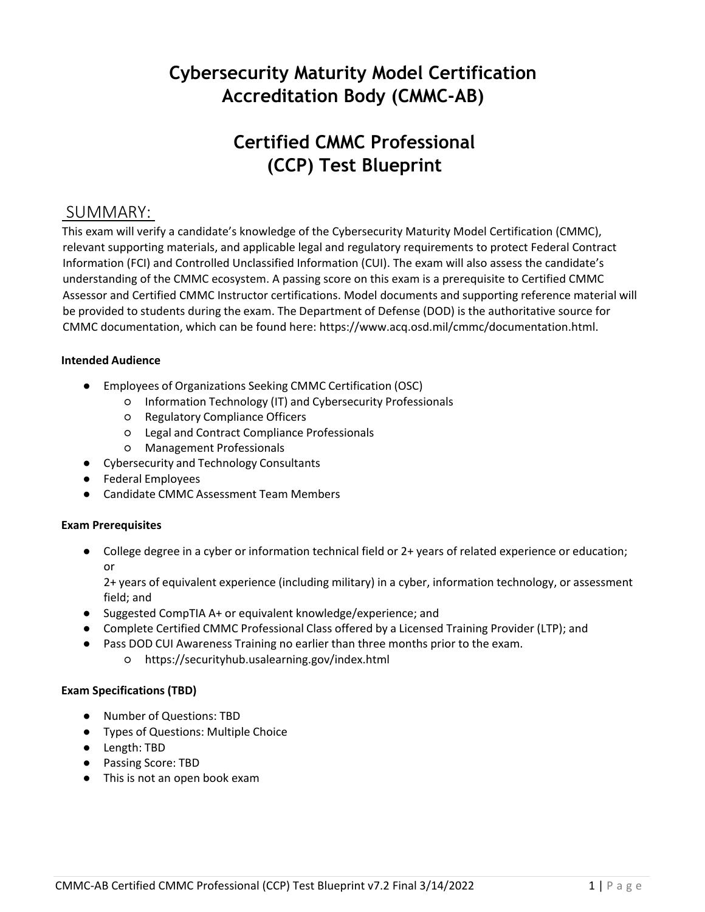# Cybersecurity Maturity Model Certification Accreditation Body (CMMC-AB)

# Certified CMMC Professional (CCP) Test Blueprint

## SUMMARY:

This exam will verify a candidate's knowledge of the Cybersecurity Maturity Model Certification (CMMC), relevant supporting materials, and applicable legal and regulatory requirements to protect Federal Contract Information (FCI) and Controlled Unclassified Information (CUI). The exam will also assess the candidate's understanding of the CMMC ecosystem. A passing score on this exam is a prerequisite to Certified CMMC Assessor and Certified CMMC Instructor certifications. Model documents and supporting reference material will be provided to students during the exam. The Department of Defense (DOD) is the authoritative source for CMMC documentation, which can be found here: https://www.acq.osd.mil/cmmc/documentation.html.

**Intended Audience**

- Employees of Organizations Seeking CMMC Certification (OSC)
  - Information Technology (IT) and Cybersecurity Professionals
  - Regulatory Compliance Officers
  - Legal and Contract Compliance Professionals
  - Management Professionals
- Cybersecurity and Technology Consultants
- Federal Employees
- Candidate CMMC Assessment Team Members

**Exam Prerequisites**

- College degree in a cyber or information technical field or 2+ years of related experience or education; or

  2+ years of equivalent experience (including military) in a cyber, information technology, or assessment field; and
- Suggested CompTIA A+ or equivalent knowledge/experience; and
- Complete Certified CMMC Professional Class offered by a Licensed Training Provider (LTP); and
- Pass DOD CUI Awareness Training no earlier than three months prior to the exam.
  - https://securityhub.usalearning.gov/index.html

**Exam Specifications (TBD)**

- Number of Questions: TBD
- Types of Questions: Multiple Choice
- Length: TBD
- Passing Score: TBD
- This is not an open book exam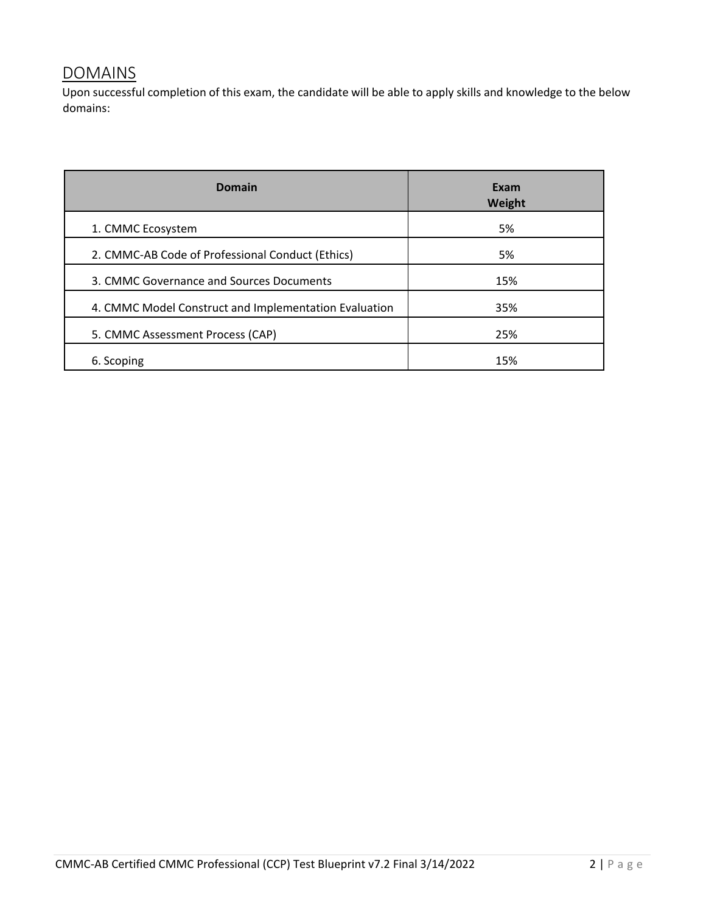## DOMAINS

Upon successful completion of this exam, the candidate will be able to apply skills and knowledge to the below domains:

| Domain | Exam Weight |
|---|---|
| 1. CMMC Ecosystem | 5% |
| 2. CMMC-AB Code of Professional Conduct (Ethics) | 5% |
| 3. CMMC Governance and Sources Documents | 15% |
| 4. CMMC Model Construct and Implementation Evaluation | 35% |
| 5. CMMC Assessment Process (CAP) | 25% |
| 6. Scoping | 15% |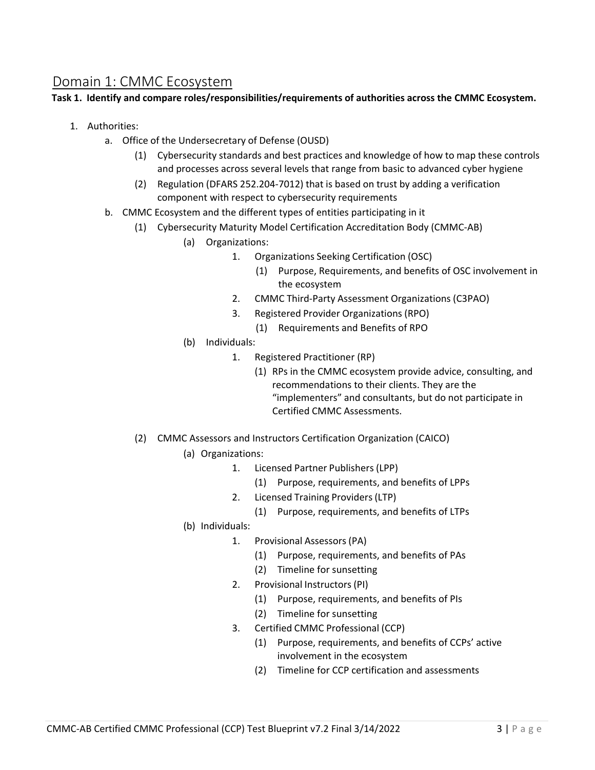## Domain 1: CMMC Ecosystem

**Task 1. Identify and compare roles/responsibilities/requirements of authorities across the CMMC Ecosystem.**

1. Authorities:
    a. Office of the Undersecretary of Defense (OUSD)
        (1) Cybersecurity standards and best practices and knowledge of how to map these controls and processes across several levels that range from basic to advanced cyber hygiene
        (2) Regulation (DFARS 252.204-7012) that is based on trust by adding a verification component with respect to cybersecurity requirements
    b. CMMC Ecosystem and the different types of entities participating in it
        (1) Cybersecurity Maturity Model Certification Accreditation Body (CMMC-AB)
            (a) Organizations:
                1. Organizations Seeking Certification (OSC)
                    (1) Purpose, Requirements, and benefits of OSC involvement in the ecosystem
                2. CMMC Third-Party Assessment Organizations (C3PAO)
                3. Registered Provider Organizations (RPO)
                    (1) Requirements and Benefits of RPO
            (b) Individuals:
                1. Registered Practitioner (RP)
                    (1) RPs in the CMMC ecosystem provide advice, consulting, and recommendations to their clients. They are the "implementers" and consultants, but do not participate in Certified CMMC Assessments.
        (2) CMMC Assessors and Instructors Certification Organization (CAICO)
            (a) Organizations:
                1. Licensed Partner Publishers (LPP)
                    (1) Purpose, requirements, and benefits of LPPs
                2. Licensed Training Providers (LTP)
                    (1) Purpose, requirements, and benefits of LTPs
            (b) Individuals:
                1. Provisional Assessors (PA)
                    (1) Purpose, requirements, and benefits of PAs
                    (2) Timeline for sunsetting
                2. Provisional Instructors (PI)
                    (1) Purpose, requirements, and benefits of PIs
                    (2) Timeline for sunsetting
                3. Certified CMMC Professional (CCP)
                    (1) Purpose, requirements, and benefits of CCPs' active involvement in the ecosystem
                    (2) Timeline for CCP certification and assessments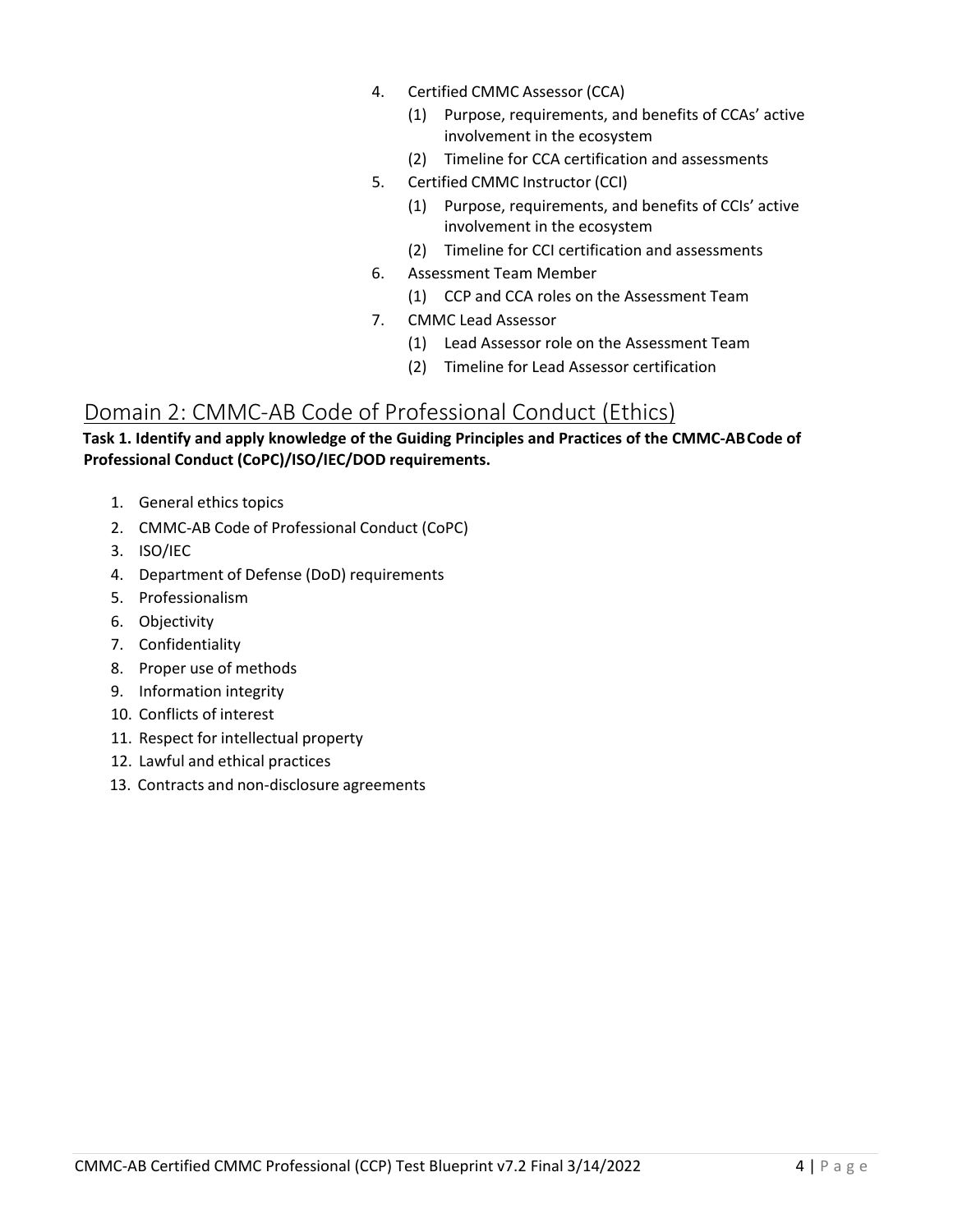4. Certified CMMC Assessor (CCA)
    1. Purpose, requirements, and benefits of CCAs' active involvement in the ecosystem
    2. Timeline for CCA certification and assessments
5. Certified CMMC Instructor (CCI)
    1. Purpose, requirements, and benefits of CCIs' active involvement in the ecosystem
    2. Timeline for CCI certification and assessments
6. Assessment Team Member
    1. CCP and CCA roles on the Assessment Team
7. CMMC Lead Assessor
    1. Lead Assessor role on the Assessment Team
    2. Timeline for Lead Assessor certification

## Domain 2: CMMC-AB Code of Professional Conduct (Ethics)

**Task 1. Identify and apply knowledge of the Guiding Principles and Practices of the CMMC-AB Code of Professional Conduct (CoPC)/ISO/IEC/DOD requirements.**

1. General ethics topics
2. CMMC-AB Code of Professional Conduct (CoPC)
3. ISO/IEC
4. Department of Defense (DoD) requirements
5. Professionalism
6. Objectivity
7. Confidentiality
8. Proper use of methods
9. Information integrity
10. Conflicts of interest
11. Respect for intellectual property
12. Lawful and ethical practices
13. Contracts and non-disclosure agreements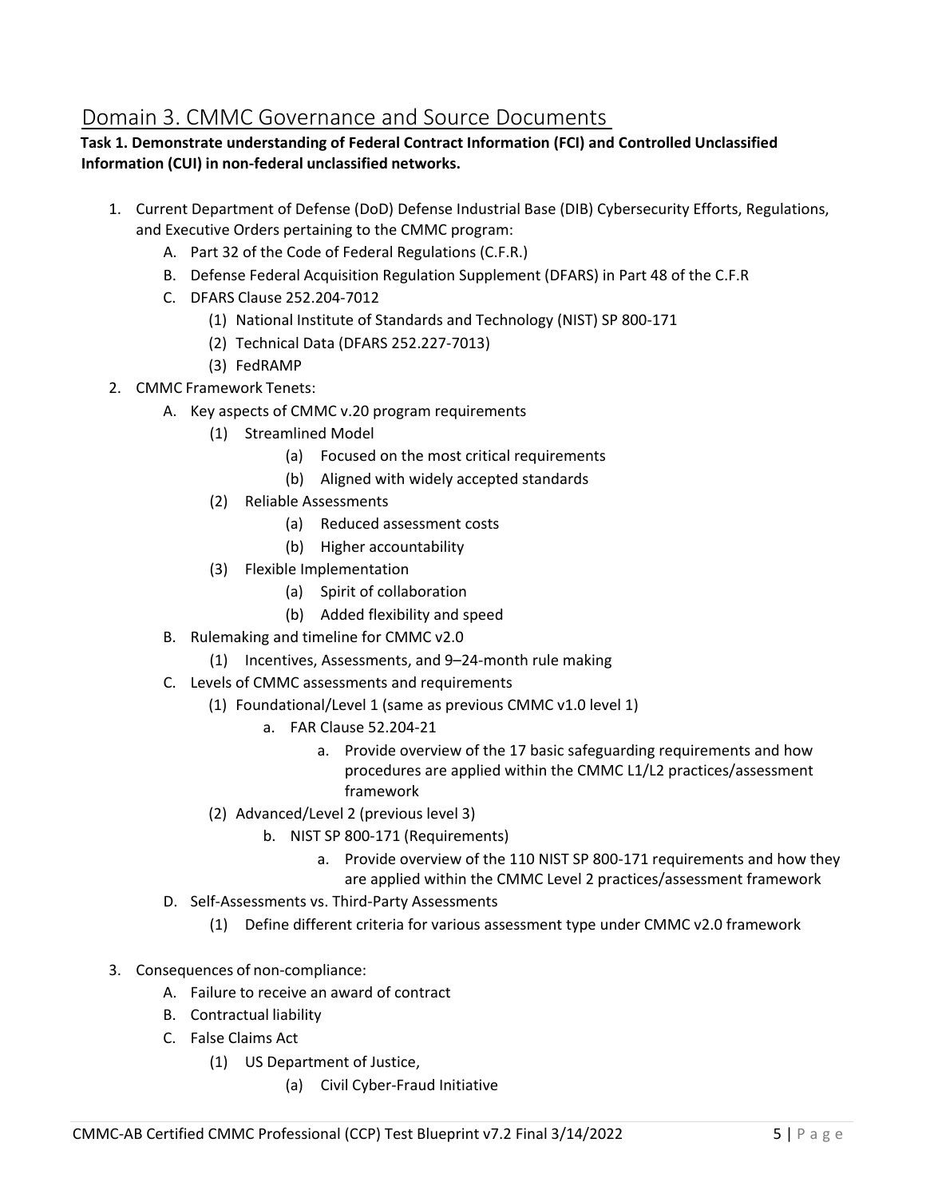## Domain 3. CMMC Governance and Source Documents

**Task 1. Demonstrate understanding of Federal Contract Information (FCI) and Controlled Unclassified Information (CUI) in non-federal unclassified networks.**

1. Current Department of Defense (DoD) Defense Industrial Base (DIB) Cybersecurity Efforts, Regulations, and Executive Orders pertaining to the CMMC program:
    - A. Part 32 of the Code of Federal Regulations (C.F.R.)
    - B. Defense Federal Acquisition Regulation Supplement (DFARS) in Part 48 of the C.F.R
    - C. DFARS Clause 252.204-7012
        - (1) National Institute of Standards and Technology (NIST) SP 800-171
        - (2) Technical Data (DFARS 252.227-7013)
        - (3) FedRAMP
2. CMMC Framework Tenets:
    - A. Key aspects of CMMC v.20 program requirements
        - (1) Streamlined Model
            - (a) Focused on the most critical requirements
            - (b) Aligned with widely accepted standards
        - (2) Reliable Assessments
            - (a) Reduced assessment costs
            - (b) Higher accountability
        - (3) Flexible Implementation
            - (a) Spirit of collaboration
            - (b) Added flexibility and speed
    - B. Rulemaking and timeline for CMMC v2.0
        - (1) Incentives, Assessments, and 9–24-month rule making
    - C. Levels of CMMC assessments and requirements
        - (1) Foundational/Level 1 (same as previous CMMC v1.0 level 1)
            - a. FAR Clause 52.204-21
                - a. Provide overview of the 17 basic safeguarding requirements and how procedures are applied within the CMMC L1/L2 practices/assessment framework
        - (2) Advanced/Level 2 (previous level 3)
            - b. NIST SP 800-171 (Requirements)
                - a. Provide overview of the 110 NIST SP 800-171 requirements and how they are applied within the CMMC Level 2 practices/assessment framework
    - D. Self-Assessments vs. Third-Party Assessments
        - (1) Define different criteria for various assessment type under CMMC v2.0 framework
3. Consequences of non-compliance:
    - A. Failure to receive an award of contract
    - B. Contractual liability
    - C. False Claims Act
        - (1) US Department of Justice,
            - (a) Civil Cyber-Fraud Initiative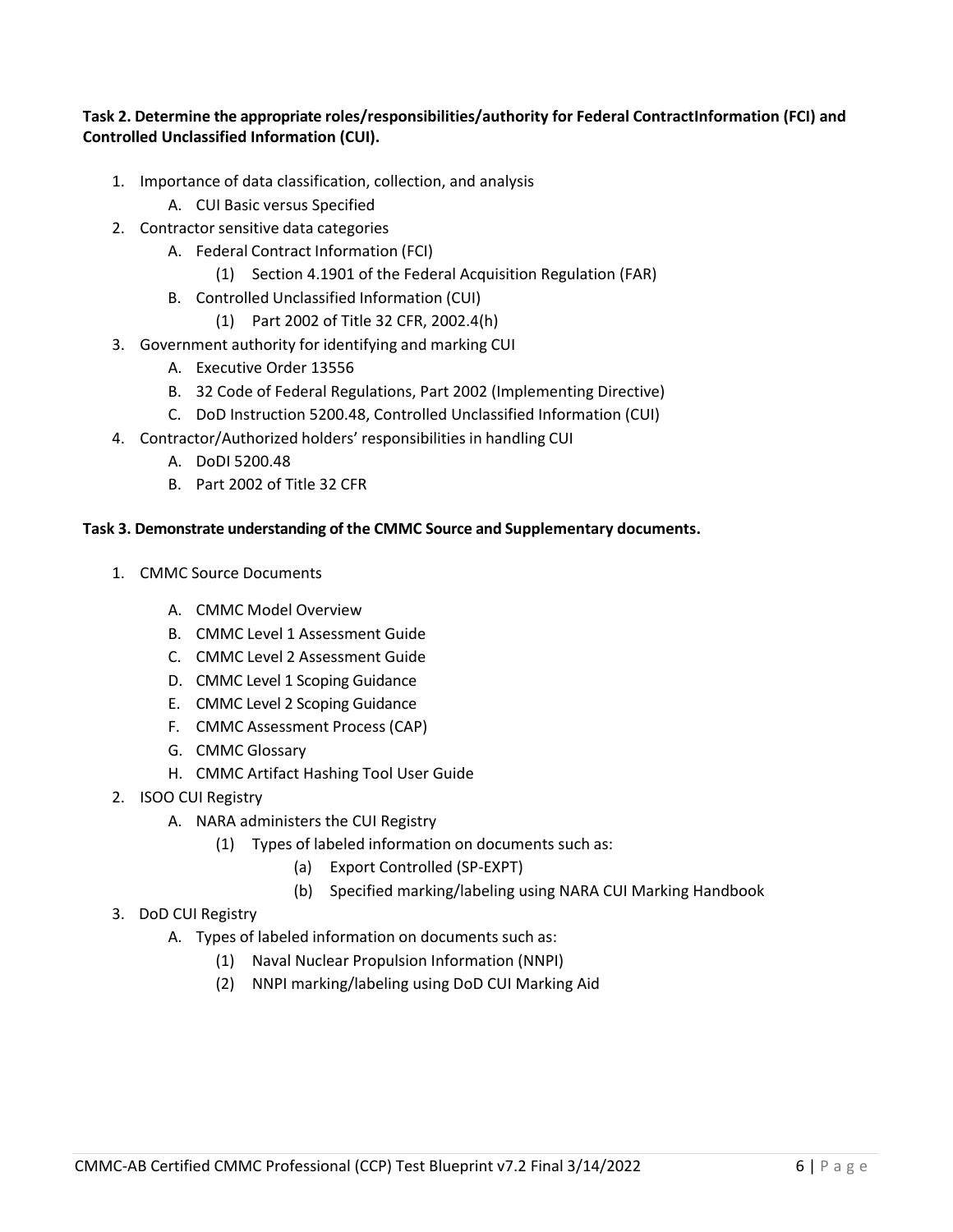**Task 2. Determine the appropriate roles/responsibilities/authority for Federal ContractInformation (FCI) and Controlled Unclassified Information (CUI).**

1. Importance of data classification, collection, and analysis
   - A. CUI Basic versus Specified
2. Contractor sensitive data categories
   - A. Federal Contract Information (FCI)
     - (1) Section 4.1901 of the Federal Acquisition Regulation (FAR)
   - B. Controlled Unclassified Information (CUI)
     - (1) Part 2002 of Title 32 CFR, 2002.4(h)
3. Government authority for identifying and marking CUI
   - A. Executive Order 13556
   - B. 32 Code of Federal Regulations, Part 2002 (Implementing Directive)
   - C. DoD Instruction 5200.48, Controlled Unclassified Information (CUI)
4. Contractor/Authorized holders' responsibilities in handling CUI
   - A. DoDI 5200.48
   - B. Part 2002 of Title 32 CFR

**Task 3. Demonstrate understanding of the CMMC Source and Supplementary documents.**

1. CMMC Source Documents
   - A. CMMC Model Overview
   - B. CMMC Level 1 Assessment Guide
   - C. CMMC Level 2 Assessment Guide
   - D. CMMC Level 1 Scoping Guidance
   - E. CMMC Level 2 Scoping Guidance
   - F. CMMC Assessment Process (CAP)
   - G. CMMC Glossary
   - H. CMMC Artifact Hashing Tool User Guide
2. ISOO CUI Registry
   - A. NARA administers the CUI Registry
     - (1) Types of labeled information on documents such as:
       - (a) Export Controlled (SP-EXPT)
       - (b) Specified marking/labeling using NARA CUI Marking Handbook
3. DoD CUI Registry
   - A. Types of labeled information on documents such as:
     - (1) Naval Nuclear Propulsion Information (NNPI)
     - (2) NNPI marking/labeling using DoD CUI Marking Aid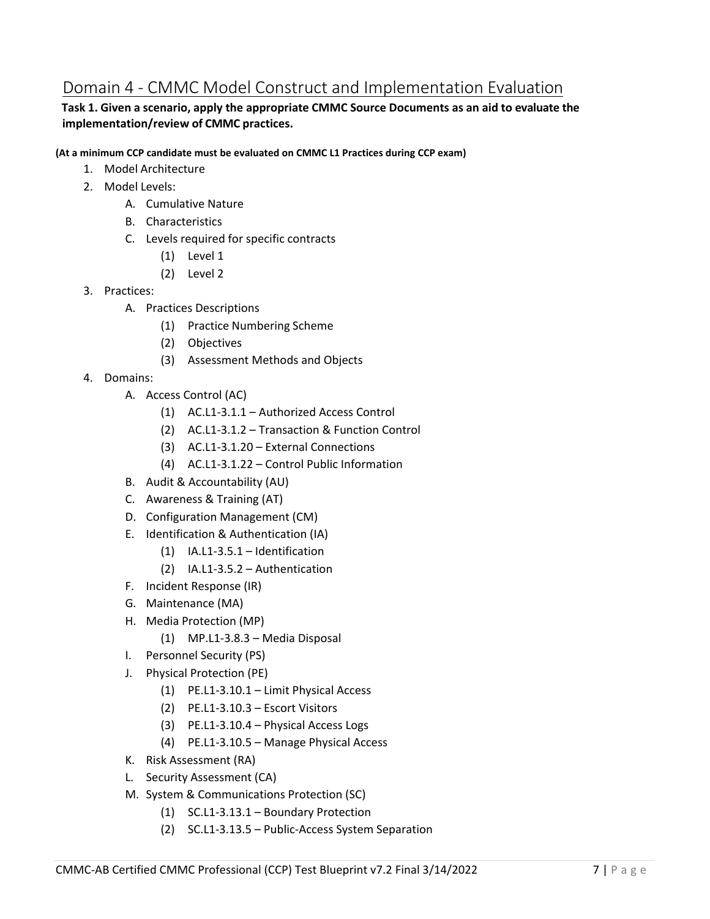## Domain 4 - CMMC Model Construct and Implementation Evaluation

**Task 1. Given a scenario, apply the appropriate CMMC Source Documents as an aid to evaluate the implementation/review of CMMC practices.**

**(At a minimum CCP candidate must be evaluated on CMMC L1 Practices during CCP exam)**

1. Model Architecture
2. Model Levels:
    - A. Cumulative Nature
    - B. Characteristics
    - C. Levels required for specific contracts
        - (1) Level 1
        - (2) Level 2
3. Practices:
    - A. Practices Descriptions
        - (1) Practice Numbering Scheme
        - (2) Objectives
        - (3) Assessment Methods and Objects
4. Domains:
    - A. Access Control (AC)
        - (1) AC.L1-3.1.1 – Authorized Access Control
        - (2) AC.L1-3.1.2 – Transaction & Function Control
        - (3) AC.L1-3.1.20 – External Connections
        - (4) AC.L1-3.1.22 – Control Public Information
    - B. Audit & Accountability (AU)
    - C. Awareness & Training (AT)
    - D. Configuration Management (CM)
    - E. Identification & Authentication (IA)
        - (1) IA.L1-3.5.1 – Identification
        - (2) IA.L1-3.5.2 – Authentication
    - F. Incident Response (IR)
    - G. Maintenance (MA)
    - H. Media Protection (MP)
        - (1) MP.L1-3.8.3 – Media Disposal
    - I. Personnel Security (PS)
    - J. Physical Protection (PE)
        - (1) PE.L1-3.10.1 – Limit Physical Access
        - (2) PE.L1-3.10.3 – Escort Visitors
        - (3) PE.L1-3.10.4 – Physical Access Logs
        - (4) PE.L1-3.10.5 – Manage Physical Access
    - K. Risk Assessment (RA)
    - L. Security Assessment (CA)
    - M. System & Communications Protection (SC)
        - (1) SC.L1-3.13.1 – Boundary Protection
        - (2) SC.L1-3.13.5 – Public-Access System Separation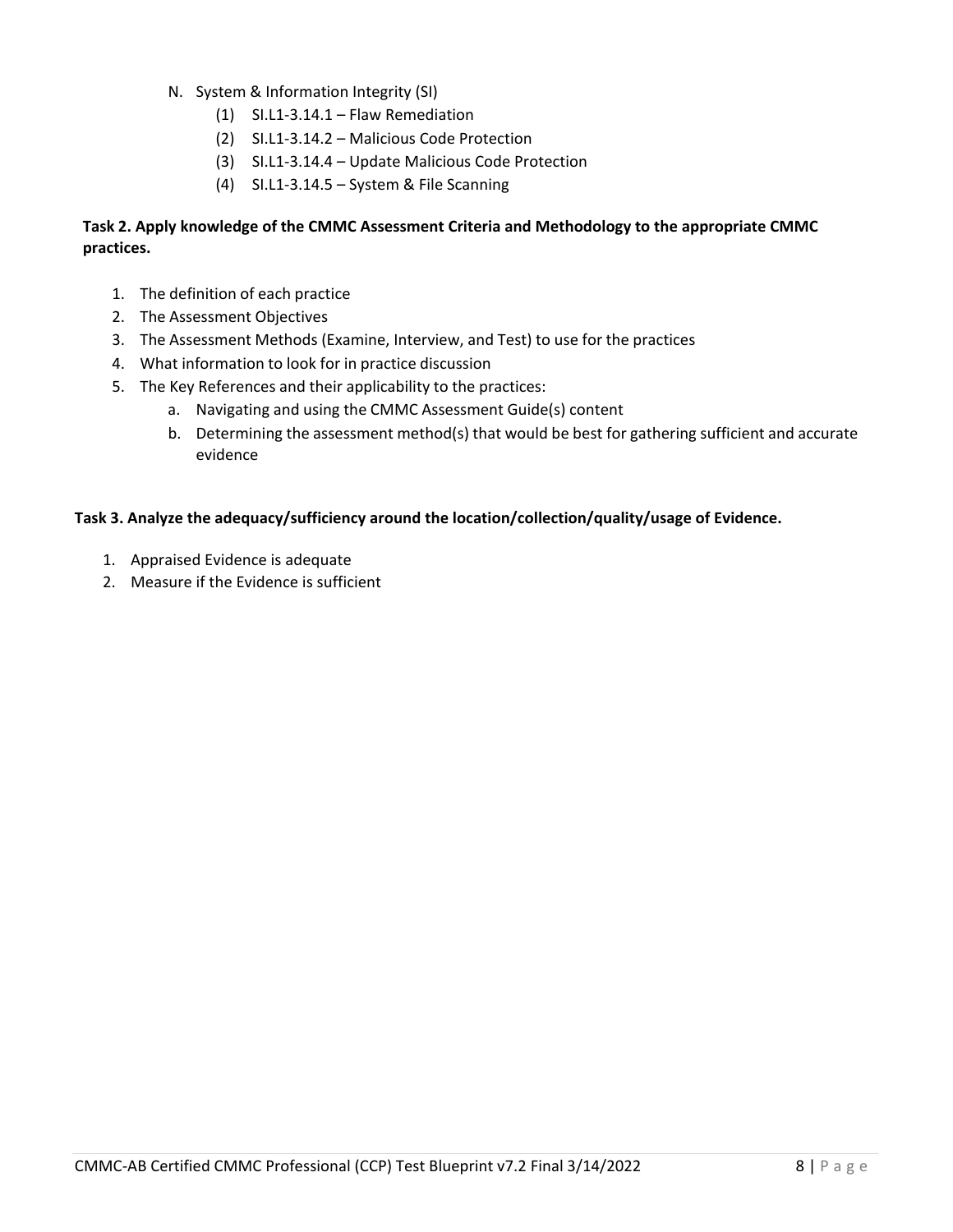N. System & Information Integrity (SI)
   1. (1) SI.L1-3.14.1 – Flaw Remediation
   2. (2) SI.L1-3.14.2 – Malicious Code Protection
   3. (3) SI.L1-3.14.4 – Update Malicious Code Protection
   4. (4) SI.L1-3.14.5 – System & File Scanning

**Task 2. Apply knowledge of the CMMC Assessment Criteria and Methodology to the appropriate CMMC practices.**

1. The definition of each practice
2. The Assessment Objectives
3. The Assessment Methods (Examine, Interview, and Test) to use for the practices
4. What information to look for in practice discussion
5. The Key References and their applicability to the practices:
   a. Navigating and using the CMMC Assessment Guide(s) content
   b. Determining the assessment method(s) that would be best for gathering sufficient and accurate evidence

**Task 3. Analyze the adequacy/sufficiency around the location/collection/quality/usage of Evidence.**

1. Appraised Evidence is adequate
2. Measure if the Evidence is sufficient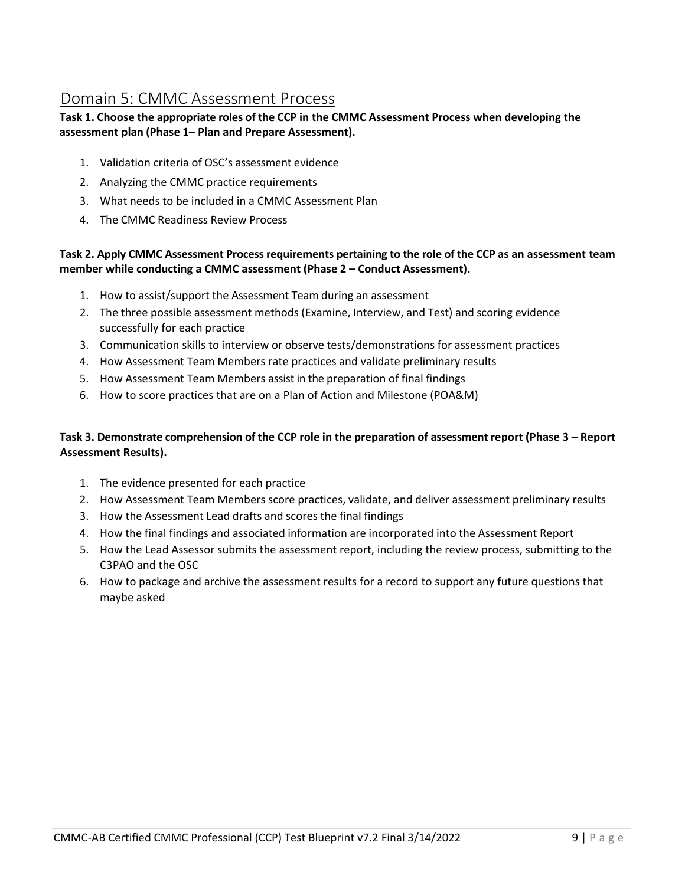## Domain 5: CMMC Assessment Process

**Task 1. Choose the appropriate roles of the CCP in the CMMC Assessment Process when developing the assessment plan (Phase 1– Plan and Prepare Assessment).**

1. Validation criteria of OSC's assessment evidence
2. Analyzing the CMMC practice requirements
3. What needs to be included in a CMMC Assessment Plan
4. The CMMC Readiness Review Process

**Task 2. Apply CMMC Assessment Process requirements pertaining to the role of the CCP as an assessment team member while conducting a CMMC assessment (Phase 2 – Conduct Assessment).**

1. How to assist/support the Assessment Team during an assessment
2. The three possible assessment methods (Examine, Interview, and Test) and scoring evidence successfully for each practice
3. Communication skills to interview or observe tests/demonstrations for assessment practices
4. How Assessment Team Members rate practices and validate preliminary results
5. How Assessment Team Members assist in the preparation of final findings
6. How to score practices that are on a Plan of Action and Milestone (POA&M)

**Task 3. Demonstrate comprehension of the CCP role in the preparation of assessment report (Phase 3 – Report Assessment Results).**

1. The evidence presented for each practice
2. How Assessment Team Members score practices, validate, and deliver assessment preliminary results
3. How the Assessment Lead drafts and scores the final findings
4. How the final findings and associated information are incorporated into the Assessment Report
5. How the Lead Assessor submits the assessment report, including the review process, submitting to the C3PAO and the OSC
6. How to package and archive the assessment results for a record to support any future questions that maybe asked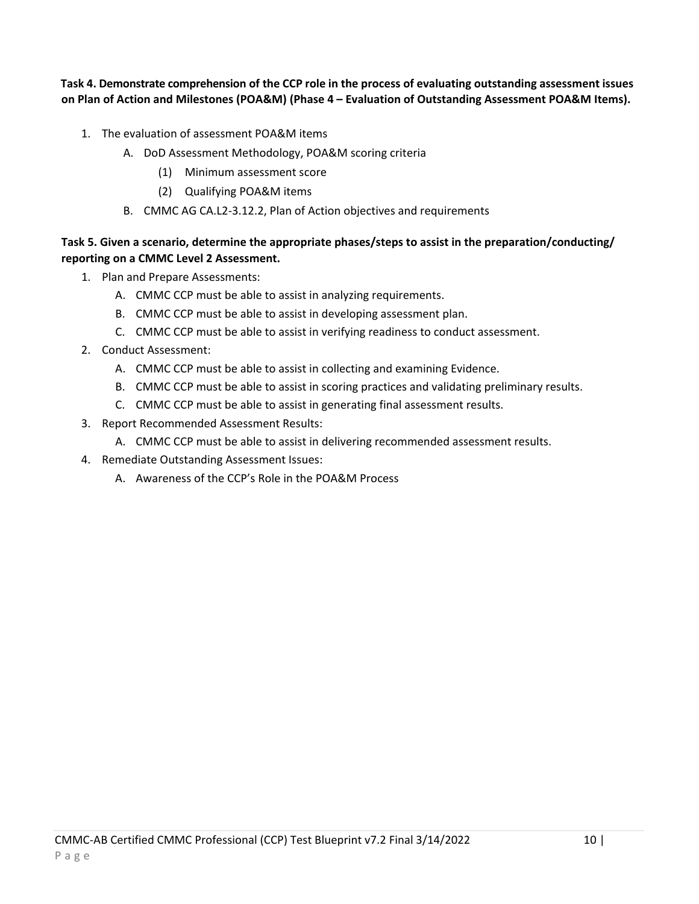**Task 4. Demonstrate comprehension of the CCP role in the process of evaluating outstanding assessment issues on Plan of Action and Milestones (POA&M) (Phase 4 – Evaluation of Outstanding Assessment POA&M Items).**

1. The evaluation of assessment POA&M items
   - A. DoD Assessment Methodology, POA&M scoring criteria
     - (1) Minimum assessment score
     - (2) Qualifying POA&M items
   - B. CMMC AG CA.L2-3.12.2, Plan of Action objectives and requirements

**Task 5. Given a scenario, determine the appropriate phases/steps to assist in the preparation/conducting/reporting on a CMMC Level 2 Assessment.**

1. Plan and Prepare Assessments:
   - A. CMMC CCP must be able to assist in analyzing requirements.
   - B. CMMC CCP must be able to assist in developing assessment plan.
   - C. CMMC CCP must be able to assist in verifying readiness to conduct assessment.
2. Conduct Assessment:
   - A. CMMC CCP must be able to assist in collecting and examining Evidence.
   - B. CMMC CCP must be able to assist in scoring practices and validating preliminary results.
   - C. CMMC CCP must be able to assist in generating final assessment results.
3. Report Recommended Assessment Results:
   - A. CMMC CCP must be able to assist in delivering recommended assessment results.
4. Remediate Outstanding Assessment Issues:
   - A. Awareness of the CCP's Role in the POA&M Process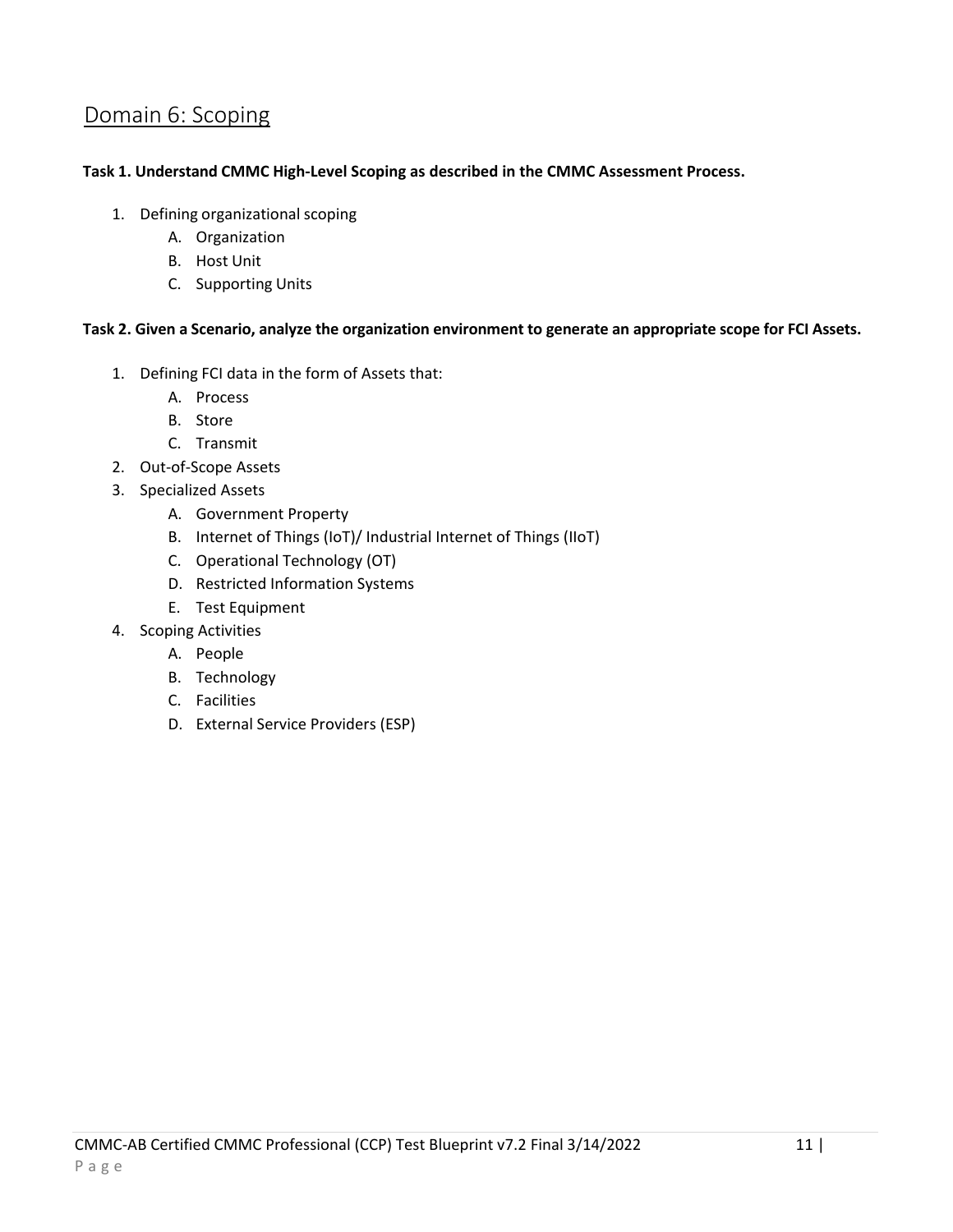## Domain 6: Scoping

**Task 1. Understand CMMC High-Level Scoping as described in the CMMC Assessment Process.**

1. Defining organizational scoping
   - A. Organization
   - B. Host Unit
   - C. Supporting Units

**Task 2. Given a Scenario, analyze the organization environment to generate an appropriate scope for FCI Assets.**

1. Defining FCI data in the form of Assets that:
   - A. Process
   - B. Store
   - C. Transmit
2. Out-of-Scope Assets
3. Specialized Assets
   - A. Government Property
   - B. Internet of Things (IoT)/ Industrial Internet of Things (IIoT)
   - C. Operational Technology (OT)
   - D. Restricted Information Systems
   - E. Test Equipment
4. Scoping Activities
   - A. People
   - B. Technology
   - C. Facilities
   - D. External Service Providers (ESP)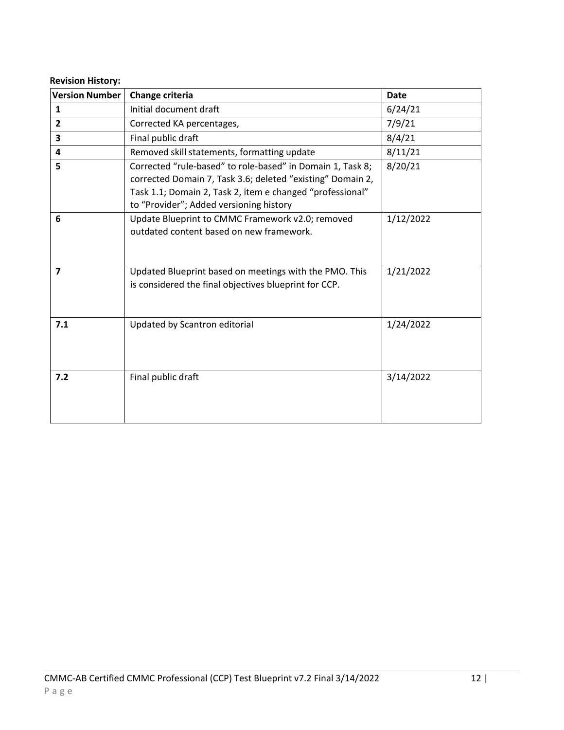**Revision History:**

| Version Number | Change criteria | Date |
|---|---|---|
| **1** | Initial document draft | 6/24/21 |
| **2** | Corrected KA percentages, | 7/9/21 |
| **3** | Final public draft | 8/4/21 |
| **4** | Removed skill statements, formatting update | 8/11/21 |
| **5** | Corrected "rule-based" to role-based" in Domain 1, Task 8; corrected Domain 7, Task 3.6; deleted "existing" Domain 2, Task 1.1; Domain 2, Task 2, item e changed "professional" to "Provider"; Added versioning history | 8/20/21 |
| **6** | Update Blueprint to CMMC Framework v2.0; removed outdated content based on new framework. | 1/12/2022 |
| **7** | Updated Blueprint based on meetings with the PMO. This is considered the final objectives blueprint for CCP. | 1/21/2022 |
| **7.1** | Updated by Scantron editorial | 1/24/2022 |
| **7.2** | Final public draft | 3/14/2022 |